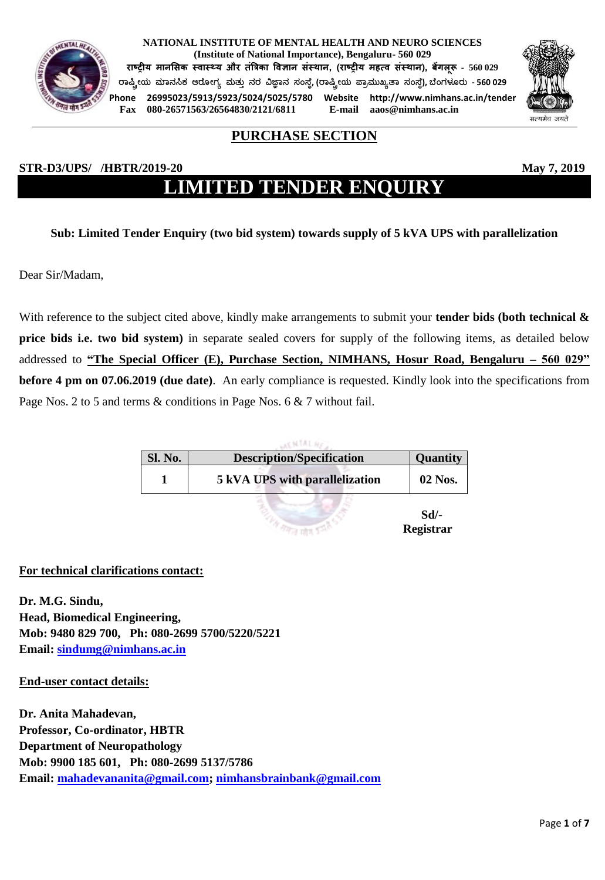**NATIONAL INSTITUTE OF MENTAL HEALTH AND NEURO SCIENCES**
**(Institute of National Importance), Bengaluru- 560 029**
**राष्ट्रीय मानसिक स्वास्थ्य और तंत्रिका विज्ञान संस्थान, (राष्ट्रीय महत्व संस्थान), बेंगलूरु - 560 029**
**ರಾಷ್ಟ್ರೀಯ ಮಾನಸಿಕ ಆರೋಗ್ಯ ಮತ್ತು ನರ ವಿಜ್ಞಾನ ಸಂಸ್ಥೆ, (ರಾಷ್ಟ್ರೀಯ ಪ್ರಾಮುಖ್ಯತಾ ಸಂಸ್ಥೆ), ಬೆಂಗಳೂರು - 560 029**
**Phone** 26995023/5913/5923/5024/5025/5780 **Website** http://www.nimhans.ac.in/tender
**Fax** 080-26571563/26564830/2121/6811 **E-mail** aaos@nimhans.ac.in

## PURCHASE SECTION

**STR-D3/UPS/ /HBTR/2019-20** **May 7, 2019**

# LIMITED TENDER ENQUIRY

**Sub: Limited Tender Enquiry (two bid system) towards supply of 5 kVA UPS with parallelization**

Dear Sir/Madam,

With reference to the subject cited above, kindly make arrangements to submit your **tender bids (both technical & price bids i.e. two bid system)** in separate sealed covers for supply of the following items, as detailed below addressed to **"The Special Officer (E), Purchase Section, NIMHANS, Hosur Road, Bengaluru – 560 029" before 4 pm on 07.06.2019 (due date)**. An early compliance is requested. Kindly look into the specifications from Page Nos. 2 to 5 and terms & conditions in Page Nos. 6 & 7 without fail.

| Sl. No. | Description/Specification | Quantity |
|---|---|---|
| 1 | 5 kVA UPS with parallelization | 02 Nos. |

**Sd/-**
**Registrar**

**For technical clarifications contact:**

**Dr. M.G. Sindu,**
**Head, Biomedical Engineering,**
**Mob: 9480 829 700, Ph: 080-2699 5700/5220/5221**
**Email: sindumg@nimhans.ac.in**

**End-user contact details:**

**Dr. Anita Mahadevan,**
**Professor, Co-ordinator, HBTR**
**Department of Neuropathology**
**Mob: 9900 185 601, Ph: 080-2699 5137/5786**
**Email: mahadevananita@gmail.com; nimhansbrainbank@gmail.com**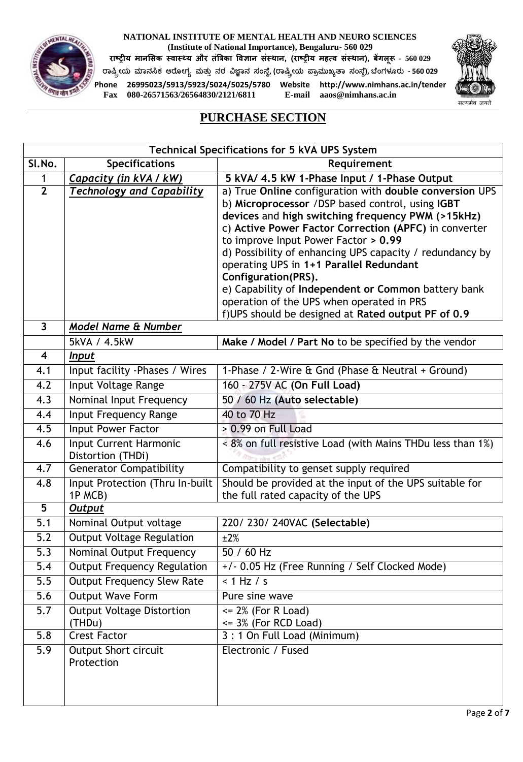**NATIONAL INSTITUTE OF MENTAL HEALTH AND NEURO SCIENCES**
**(Institute of National Importance), Bengaluru- 560 029**
**राष्ट्रीय मानसिक स्वास्थ्य और तंत्रिका विज्ञान संस्थान, (राष्ट्रीय महत्व संस्थान), बेंगलूरू - 560 029**
ರಾಷ್ಟ್ರೀಯ ಮಾನಸಿಕ ಆರೋಗ್ಯ ಮತ್ತು ನರ ವಿಜ್ಞಾನ ಸಂಸ್ಥೆ, (ರಾಷ್ಟ್ರೀಯ ಪ್ರಾಮುಖ್ಯತಾ ಸಂಸ್ಥೆ), ಬೆಂಗಳೂರು - 560 029
**Phone** 26995023/5913/5923/5024/5025/5780 **Website** http://www.nimhans.ac.in/tender
**Fax** 080-26571563/26564830/2121/6811 **E-mail** aaos@nimhans.ac.in

# PURCHASE SECTION

| Technical Specifications for 5 kVA UPS System | | |
|---|---|---|
| **Sl.No.** | **Specifications** | **Requirement** |
| 1 | ***Capacity (in kVA / kW)*** | **5 kVA/ 4.5 kW 1-Phase Input / 1-Phase Output** |
| **2** | ***Technology and Capability*** | a) True **Online** configuration with **double conversion** UPS<br>b) **Microprocessor** /DSP based control, using **IGBT devices** and **high switching frequency PWM (>15kHz)**<br>c) **Active Power Factor Correction (APFC)** in converter to improve Input Power Factor **> 0.99**<br>d) Possibility of enhancing UPS capacity / redundancy by operating UPS in **1+1 Parallel Redundant Configuration(PRS).**<br>e) Capability of **Independent or Common** battery bank operation of the UPS when operated in PRS<br>f)UPS should be designed at **Rated output PF of 0.9** |
| **3** | ***Model Name & Number*** | |
| | 5kVA / 4.5kW | **Make / Model / Part No** to be specified by the vendor |
| **4** | ***Input*** | |
| 4.1 | Input facility -Phases / Wires | 1-Phase / 2-Wire & Gnd (Phase & Neutral + Ground) |
| 4.2 | Input Voltage Range | 160 - 275V AC **(On Full Load)** |
| 4.3 | Nominal Input Frequency | 50 / 60 Hz **(Auto selectable)** |
| 4.4 | Input Frequency Range | 40 to 70 Hz |
| 4.5 | Input Power Factor | > 0.99 on Full Load |
| 4.6 | Input Current Harmonic Distortion (THDi) | < 8% on full resistive Load (with Mains THDu less than 1%) |
| 4.7 | Generator Compatibility | Compatibility to genset supply required |
| 4.8 | Input Protection (Thru In-built 1P MCB) | Should be provided at the input of the UPS suitable for the full rated capacity of the UPS |
| **5** | ***Output*** | |
| 5.1 | Nominal Output voltage | 220/ 230/ 240VAC **(Selectable)** |
| 5.2 | Output Voltage Regulation | ±2% |
| 5.3 | Nominal Output Frequency | 50 / 60 Hz |
| 5.4 | Output Frequency Regulation | +/- 0.05 Hz (Free Running / Self Clocked Mode) |
| 5.5 | Output Frequency Slew Rate | < 1 Hz / s |
| 5.6 | Output Wave Form | Pure sine wave |
| 5.7 | Output Voltage Distortion (THDu) | <= 2% (For R Load)<br><= 3% (For RCD Load) |
| 5.8 | Crest Factor | 3 : 1 On Full Load (Minimum) |
| 5.9 | Output Short circuit Protection | Electronic / Fused |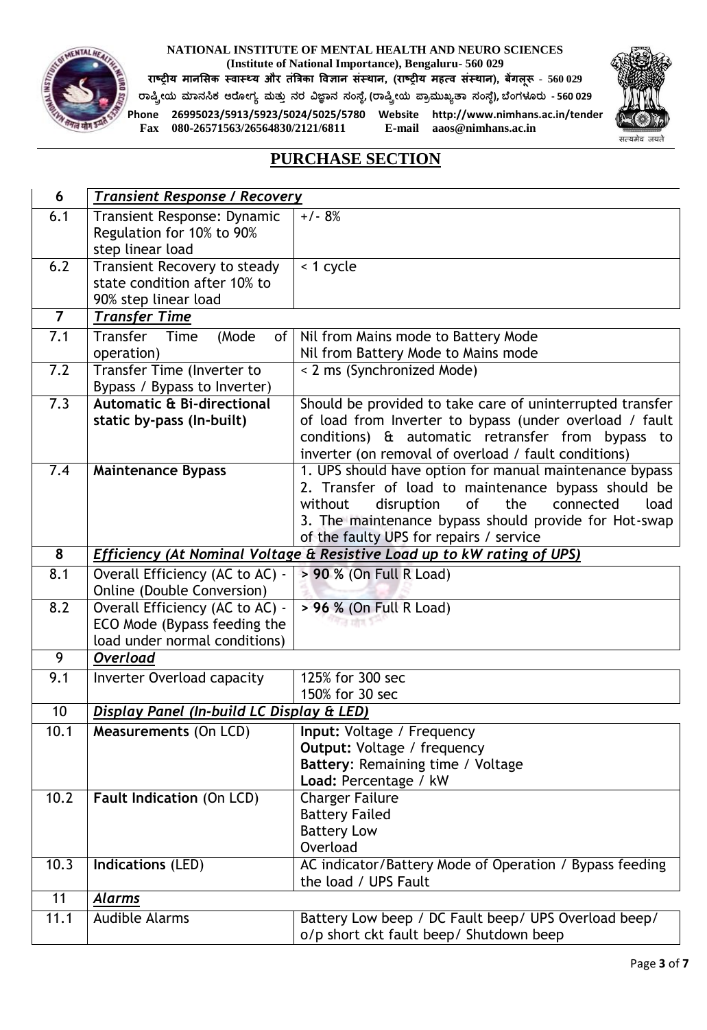NATIONAL INSTITUTE OF MENTAL HEALTH AND NEURO SCIENCES
(Institute of National Importance), Bengaluru- 560 029
राष्ट्रीय मानसिक स्वास्थ्य और तंत्रिका विज्ञान संस्थान, (राष्ट्रीय महत्व संस्थान), बेंगलूरू - 560 029
ರಾಷ್ಟ್ರೀಯ ಮಾನಸಿಕ ಆರೋಗ್ಯ ಮತ್ತು ನರ ವಿಜ್ಞಾನ ಸಂಸ್ಥೆ, (ರಾಷ್ಟ್ರೀಯ ಪ್ರಾಮುಖ್ಯತಾ ಸಂಸ್ಥೆ), ಬೆಂಗಳೂರು - 560 029
Phone 26995023/5913/5923/5024/5025/5780 Website http://www.nimhans.ac.in/tender
Fax 080-26571563/26564830/2121/6811 E-mail aaos@nimhans.ac.in

## PURCHASE SECTION

| | | |
|---|---|---|
| **6** | ***Transient Response / Recovery*** | |
| 6.1 | Transient Response: Dynamic Regulation for 10% to 90% step linear load | +/- 8% |
| 6.2 | Transient Recovery to steady state condition after 10% to 90% step linear load | < 1 cycle |
| **7** | ***Transfer Time*** | |
| 7.1 | Transfer Time (Mode of operation) | Nil from Mains mode to Battery Mode<br>Nil from Battery Mode to Mains mode |
| 7.2 | Transfer Time (Inverter to Bypass / Bypass to Inverter) | < 2 ms (Synchronized Mode) |
| 7.3 | **Automatic & Bi-directional static by-pass (In-built)** | Should be provided to take care of uninterrupted transfer of load from Inverter to bypass (under overload / fault conditions) & automatic retransfer from bypass to inverter (on removal of overload / fault conditions) |
| 7.4 | **Maintenance Bypass** | 1. UPS should have option for manual maintenance bypass<br>2. Transfer of load to maintenance bypass should be without disruption of the connected load<br>3. The maintenance bypass should provide for Hot-swap of the faulty UPS for repairs / service |
| **8** | ***Efficiency (At Nominal Voltage & Resistive Load up to kW rating of UPS)*** | |
| 8.1 | Overall Efficiency (AC to AC) - Online (Double Conversion) | **> 90 %** (On Full R Load) |
| 8.2 | Overall Efficiency (AC to AC) - ECO Mode (Bypass feeding the load under normal conditions) | **> 96 %** (On Full R Load) |
| 9 | ***Overload*** | |
| 9.1 | Inverter Overload capacity | 125% for 300 sec<br>150% for 30 sec |
| 10 | ***Display Panel (In-build LC Display & LED)*** | |
| 10.1 | **Measurements** (On LCD) | **Input:** Voltage / Frequency<br>**Output:** Voltage / frequency<br>**Battery**: Remaining time / Voltage<br>**Load:** Percentage / kW |
| 10.2 | **Fault Indication** (On LCD) | Charger Failure<br>Battery Failed<br>Battery Low<br>Overload |
| 10.3 | **Indications** (LED) | AC indicator/Battery Mode of Operation / Bypass feeding the load / UPS Fault |
| 11 | ***Alarms*** | |
| 11.1 | Audible Alarms | Battery Low beep / DC Fault beep/ UPS Overload beep/ o/p short ckt fault beep/ Shutdown beep |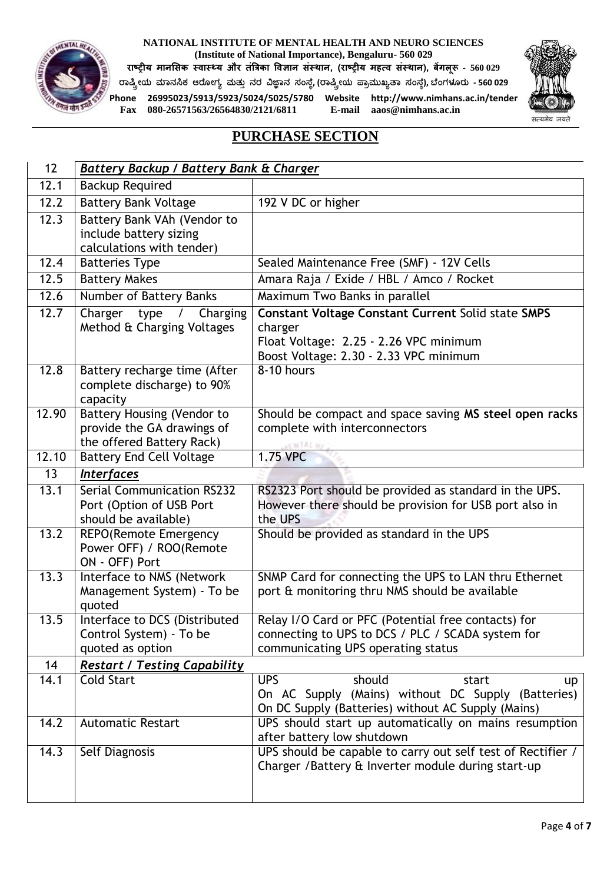**NATIONAL INSTITUTE OF MENTAL HEALTH AND NEURO SCIENCES**
**(Institute of National Importance), Bengaluru- 560 029**
**राष्ट्रीय मानसिक स्वास्थ्य और तंत्रिका विज्ञान संस्थान, (राष्ट्रीय महत्व संस्थान), बेंगलूरू - 560 029**
ರಾಷ್ಟ್ರೀಯ ಮಾನಸಿಕ ಆರೋಗ್ಯ ಮತ್ತು ನರ ವಿಜ್ಞಾನ ಸಂಸ್ಥೆ, (ರಾಷ್ಟ್ರೀಯ ಪ್ರಾಮುಖ್ಯತಾ ಸಂಸ್ಥೆ), ಬೆಂಗಳೂರು - 560 029
**Phone** 26995023/5913/5923/5024/5025/5780 **Website** http://www.nimhans.ac.in/tender
**Fax** 080-26571563/26564830/2121/6811 **E-mail** aaos@nimhans.ac.in

## PURCHASE SECTION

| | | |
|---|---|---|
| 12 | ***Battery Backup / Battery Bank & Charger*** | |
| 12.1 | Backup Required | |
| 12.2 | Battery Bank Voltage | 192 V DC or higher |
| 12.3 | Battery Bank VAh (Vendor to include battery sizing calculations with tender) | |
| 12.4 | Batteries Type | Sealed Maintenance Free (SMF) - 12V Cells |
| 12.5 | Battery Makes | Amara Raja / Exide / HBL / Amco / Rocket |
| 12.6 | Number of Battery Banks | Maximum Two Banks in parallel |
| 12.7 | Charger type / Charging Method & Charging Voltages | **Constant Voltage Constant Current** Solid state **SMPS** charger<br>Float Voltage: 2.25 - 2.26 VPC minimum<br>Boost Voltage: 2.30 - 2.33 VPC minimum |
| 12.8 | Battery recharge time (After complete discharge) to 90% capacity | 8-10 hours |
| 12.90 | Battery Housing (Vendor to provide the GA drawings of the offered Battery Rack) | Should be compact and space saving **MS steel open racks** complete with interconnectors |
| 12.10 | Battery End Cell Voltage | 1.75 VPC |
| 13 | ***Interfaces*** | |
| 13.1 | Serial Communication RS232 Port (Option of USB Port should be available) | RS2323 Port should be provided as standard in the UPS. However there should be provision for USB port also in the UPS |
| 13.2 | REPO(Remote Emergency Power OFF) / ROO(Remote ON - OFF) Port | Should be provided as standard in the UPS |
| 13.3 | Interface to NMS (Network Management System) - To be quoted | SNMP Card for connecting the UPS to LAN thru Ethernet port & monitoring thru NMS should be available |
| 13.5 | Interface to DCS (Distributed Control System) - To be quoted as option | Relay I/O Card or PFC (Potential free contacts) for connecting to UPS to DCS / PLC / SCADA system for communicating UPS operating status |
| 14 | ***Restart / Testing Capability*** | |
| 14.1 | Cold Start | UPS should start up<br>On AC Supply (Mains) without DC Supply (Batteries)<br>On DC Supply (Batteries) without AC Supply (Mains) |
| 14.2 | Automatic Restart | UPS should start up automatically on mains resumption after battery low shutdown |
| 14.3 | Self Diagnosis | UPS should be capable to carry out self test of Rectifier / Charger /Battery & Inverter module during start-up |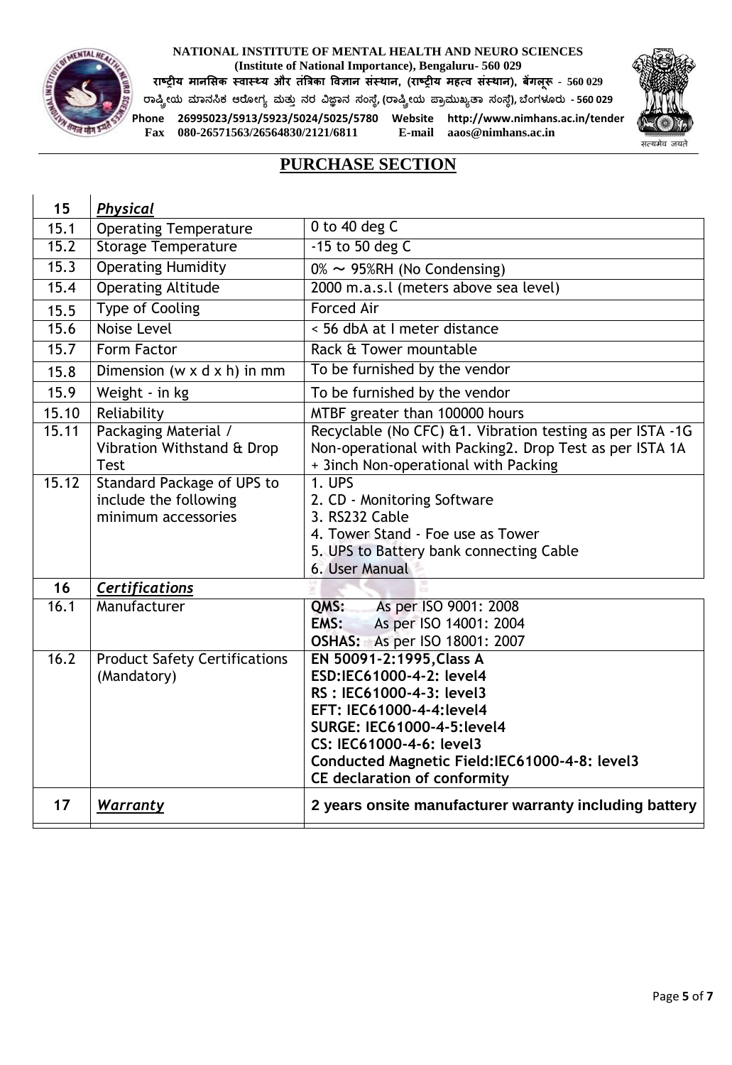NATIONAL INSTITUTE OF MENTAL HEALTH AND NEURO SCIENCES
(Institute of National Importance), Bengaluru- 560 029
राष्ट्रीय मानसिक स्वास्थ्य और तंत्रिका विज्ञान संस्थान, (राष्ट्रीय महत्व संस्थान), बेंगलूरु - 560 029
ರಾಷ್ಟ್ರೀಯ ಮಾನಸಿಕ ಆರೋಗ್ಯ ಮತ್ತು ನರ ವಿಜ್ಞಾನ ಸಂಸ್ಥೆ, (ರಾಷ್ಟ್ರೀಯ ಪ್ರಾಮುಖ್ಯತಾ ಸಂಸ್ಥೆ), ಬೆಂಗಳೂರು - 560 029
Phone 26995023/5913/5923/5024/5025/5780 Website http://www.nimhans.ac.in/tender
Fax 080-26571563/26564830/2121/6811 E-mail aaos@nimhans.ac.in

## PURCHASE SECTION

| | | |
|---|---|---|
| **15** | ***Physical*** | |
| 15.1 | Operating Temperature | 0 to 40 deg C |
| 15.2 | Storage Temperature | -15 to 50 deg C |
| 15.3 | Operating Humidity | 0% ~ 95%RH (No Condensing) |
| 15.4 | Operating Altitude | 2000 m.a.s.l (meters above sea level) |
| 15.5 | Type of Cooling | Forced Air |
| 15.6 | Noise Level | < 56 dbA at I meter distance |
| 15.7 | Form Factor | Rack & Tower mountable |
| 15.8 | Dimension (w x d x h) in mm | To be furnished by the vendor |
| 15.9 | Weight - in kg | To be furnished by the vendor |
| 15.10 | Reliability | MTBF greater than 100000 hours |
| 15.11 | Packaging Material / Vibration Withstand & Drop Test | Recyclable (No CFC) &1. Vibration testing as per ISTA -1G Non-operational with Packing2. Drop Test as per ISTA 1A + 3inch Non-operational with Packing |
| 15.12 | Standard Package of UPS to include the following minimum accessories | 1. UPS<br>2. CD - Monitoring Software<br>3. RS232 Cable<br>4. Tower Stand - Foe use as Tower<br>5. UPS to Battery bank connecting Cable<br>6. User Manual |
| **16** | ***Certifications*** | |
| 16.1 | Manufacturer | **QMS:** As per ISO 9001: 2008<br>**EMS:** As per ISO 14001: 2004<br>**OSHAS:** As per ISO 18001: 2007 |
| 16.2 | Product Safety Certifications (Mandatory) | **EN 50091-2:1995,Class A**<br>**ESD:IEC61000-4-2: level4**<br>**RS : IEC61000-4-3: level3**<br>**EFT: IEC61000-4-4:level4**<br>**SURGE: IEC61000-4-5:level4**<br>**CS: IEC61000-4-6: level3**<br>**Conducted Magnetic Field:IEC61000-4-8: level3**<br>**CE declaration of conformity** |
| **17** | ***Warranty*** | **2 years onsite manufacturer warranty including battery** |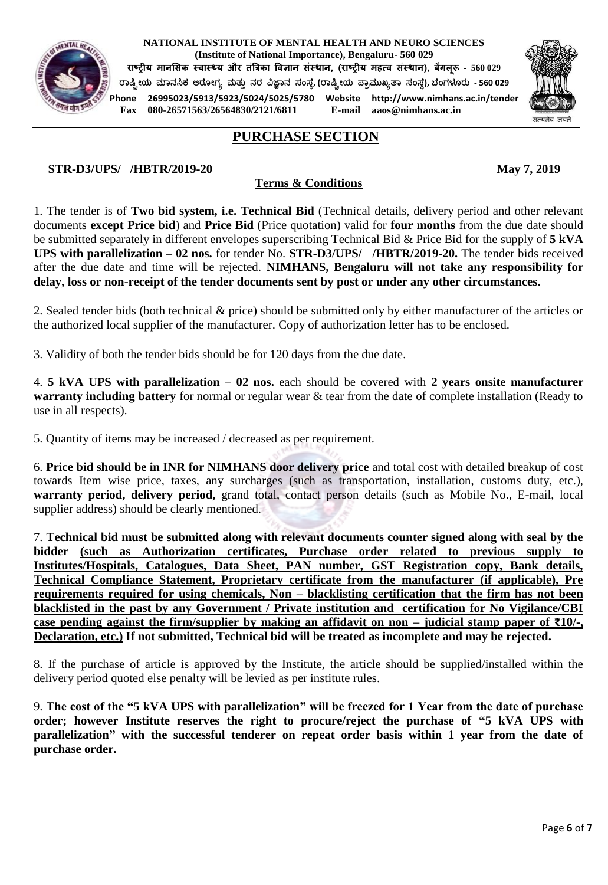**NATIONAL INSTITUTE OF MENTAL HEALTH AND NEURO SCIENCES**
**(Institute of National Importance), Bengaluru- 560 029**
**राष्ट्रीय मानसिक स्वास्थ्य और तंत्रिका विज्ञान संस्थान, (राष्ट्रीय महत्व संस्थान), बेंगलूरू - 560 029**
**ರಾಷ್ಟ್ರೀಯ ಮಾನಸಿಕ ಆರೋಗ್ಯ ಮತ್ತು ನರ ವಿಜ್ಞಾನ ಸಂಸ್ಥೆ, (ರಾಷ್ಟ್ರೀಯ ಪ್ರಾಮುಖ್ಯತಾ ಸಂಸ್ಥೆ), ಬೆಂಗಳೂರು - 560 029**
**Phone** 26995023/5913/5923/5024/5025/5780 **Website** http://www.nimhans.ac.in/tender
**Fax** 080-26571563/26564830/2121/6811 **E-mail** aaos@nimhans.ac.in

सत्यमेव जयते

## PURCHASE SECTION

**STR-D3/UPS/ /HBTR/2019-20** **May 7, 2019**

**Terms & Conditions**

1. The tender is of **Two bid system, i.e. Technical Bid** (Technical details, delivery period and other relevant documents **except Price bid**) and **Price Bid** (Price quotation) valid for **four months** from the due date should be submitted separately in different envelopes superscribing Technical Bid & Price Bid for the supply of **5 kVA UPS with parallelization – 02 nos.** for tender No. **STR-D3/UPS/ /HBTR/2019-20.** The tender bids received after the due date and time will be rejected. **NIMHANS, Bengaluru will not take any responsibility for delay, loss or non-receipt of the tender documents sent by post or under any other circumstances.**

2. Sealed tender bids (both technical & price) should be submitted only by either manufacturer of the articles or the authorized local supplier of the manufacturer. Copy of authorization letter has to be enclosed.

3. Validity of both the tender bids should be for 120 days from the due date.

4. **5 kVA UPS with parallelization – 02 nos.** each should be covered with **2 years onsite manufacturer warranty including battery** for normal or regular wear & tear from the date of complete installation (Ready to use in all respects).

5. Quantity of items may be increased / decreased as per requirement.

6. **Price bid should be in INR for NIMHANS door delivery price** and total cost with detailed breakup of cost towards Item wise price, taxes, any surcharges (such as transportation, installation, customs duty, etc.), **warranty period, delivery period,** grand total, contact person details (such as Mobile No., E-mail, local supplier address) should be clearly mentioned.

7. **Technical bid must be submitted along with relevant documents counter signed along with seal by the bidder <u>(such as Authorization certificates, Purchase order related to previous supply to Institutes/Hospitals, Catalogues, Data Sheet, PAN number, GST Registration copy, Bank details, Technical Compliance Statement, Proprietary certificate from the manufacturer (if applicable), Pre requirements required for using chemicals, Non – blacklisting certification that the firm has not been blacklisted in the past by any Government / Private institution and certification for No Vigilance/CBI case pending against the firm/supplier by making an affidavit on non – judicial stamp paper of ₹10/-, Declaration, etc.)</u> If not submitted, Technical bid will be treated as incomplete and may be rejected.**

8. If the purchase of article is approved by the Institute, the article should be supplied/installed within the delivery period quoted else penalty will be levied as per institute rules.

9. **The cost of the "5 kVA UPS with parallelization" will be freezed for 1 Year from the date of purchase order; however Institute reserves the right to procure/reject the purchase of "5 kVA UPS with parallelization" with the successful tenderer on repeat order basis within 1 year from the date of purchase order.**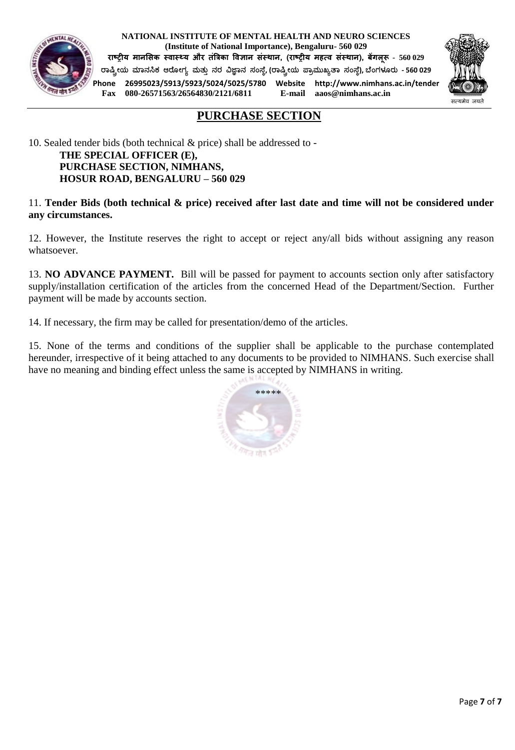**NATIONAL INSTITUTE OF MENTAL HEALTH AND NEURO SCIENCES**
**(Institute of National Importance), Bengaluru- 560 029**
**राष्ट्रीय मानसिक स्वास्थ्य और तंत्रिका विज्ञान संस्थान, (राष्ट्रीय महत्व संस्थान), बेंगलूरु - 560 029**
ರಾಷ್ಟ್ರೀಯ ಮಾನಸಿಕ ಆರೋಗ್ಯ ಮತ್ತು ನರ ವಿಜ್ಞಾನ ಸಂಸ್ಥೆ, (ರಾಷ್ಟ್ರೀಯ ಪ್ರಾಮುಖ್ಯತಾ ಸಂಸ್ಥೆ), ಬೆಂಗಳೂರು **- 560 029**
**Phone** 26995023/5913/5923/5024/5025/5780 **Website** http://www.nimhans.ac.in/tender
**Fax** 080-26571563/26564830/2121/6811 **E-mail** aaos@nimhans.ac.in

## PURCHASE SECTION

10. Sealed tender bids (both technical & price) shall be addressed to -
**THE SPECIAL OFFICER (E),**
**PURCHASE SECTION, NIMHANS,**
**HOSUR ROAD, BENGALURU – 560 029**

11. **Tender Bids (both technical & price) received after last date and time will not be considered under any circumstances.**

12. However, the Institute reserves the right to accept or reject any/all bids without assigning any reason whatsoever.

13. **NO ADVANCE PAYMENT.** Bill will be passed for payment to accounts section only after satisfactory supply/installation certification of the articles from the concerned Head of the Department/Section. Further payment will be made by accounts section.

14. If necessary, the firm may be called for presentation/demo of the articles.

15. None of the terms and conditions of the supplier shall be applicable to the purchase contemplated hereunder, irrespective of it being attached to any documents to be provided to NIMHANS. Such exercise shall have no meaning and binding effect unless the same is accepted by NIMHANS in writing.

*****